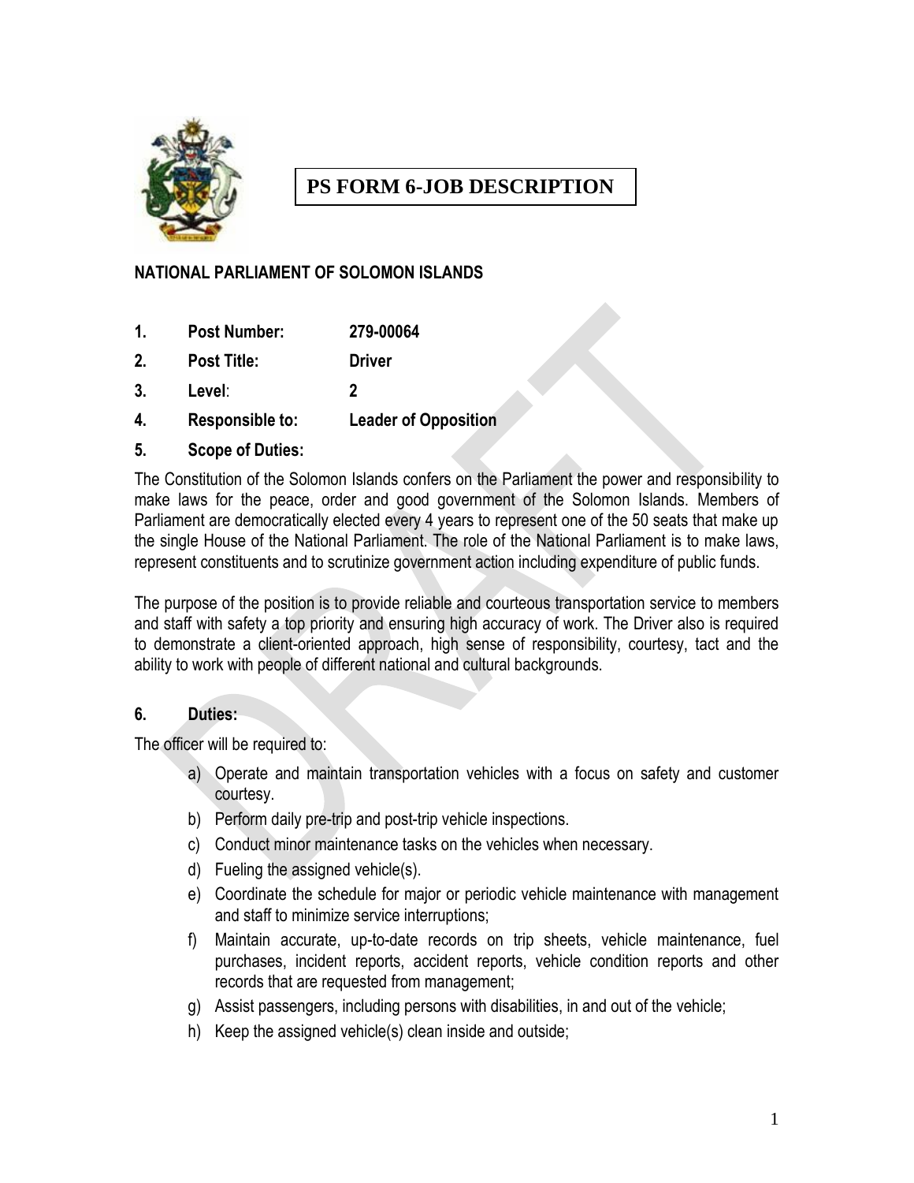# PS FORM 6-JOB DESCRIPTION

**NATIONAL PARLIAMENT OF SOLOMON ISLANDS**

1. **Post Number:** **279-00064**
2. **Post Title:** **Driver**
3. **Level**: **2**
4. **Responsible to:** **Leader of Opposition**
5. **Scope of Duties:**

The Constitution of the Solomon Islands confers on the Parliament the power and responsibility to make laws for the peace, order and good government of the Solomon Islands. Members of Parliament are democratically elected every 4 years to represent one of the 50 seats that make up the single House of the National Parliament. The role of the National Parliament is to make laws, represent constituents and to scrutinize government action including expenditure of public funds.

The purpose of the position is to provide reliable and courteous transportation service to members and staff with safety a top priority and ensuring high accuracy of work. The Driver also is required to demonstrate a client-oriented approach, high sense of responsibility, courtesy, tact and the ability to work with people of different national and cultural backgrounds.

6. **Duties:**

The officer will be required to:

a) Operate and maintain transportation vehicles with a focus on safety and customer courtesy.
b) Perform daily pre-trip and post-trip vehicle inspections.
c) Conduct minor maintenance tasks on the vehicles when necessary.
d) Fueling the assigned vehicle(s).
e) Coordinate the schedule for major or periodic vehicle maintenance with management and staff to minimize service interruptions;
f) Maintain accurate, up-to-date records on trip sheets, vehicle maintenance, fuel purchases, incident reports, accident reports, vehicle condition reports and other records that are requested from management;
g) Assist passengers, including persons with disabilities, in and out of the vehicle;
h) Keep the assigned vehicle(s) clean inside and outside;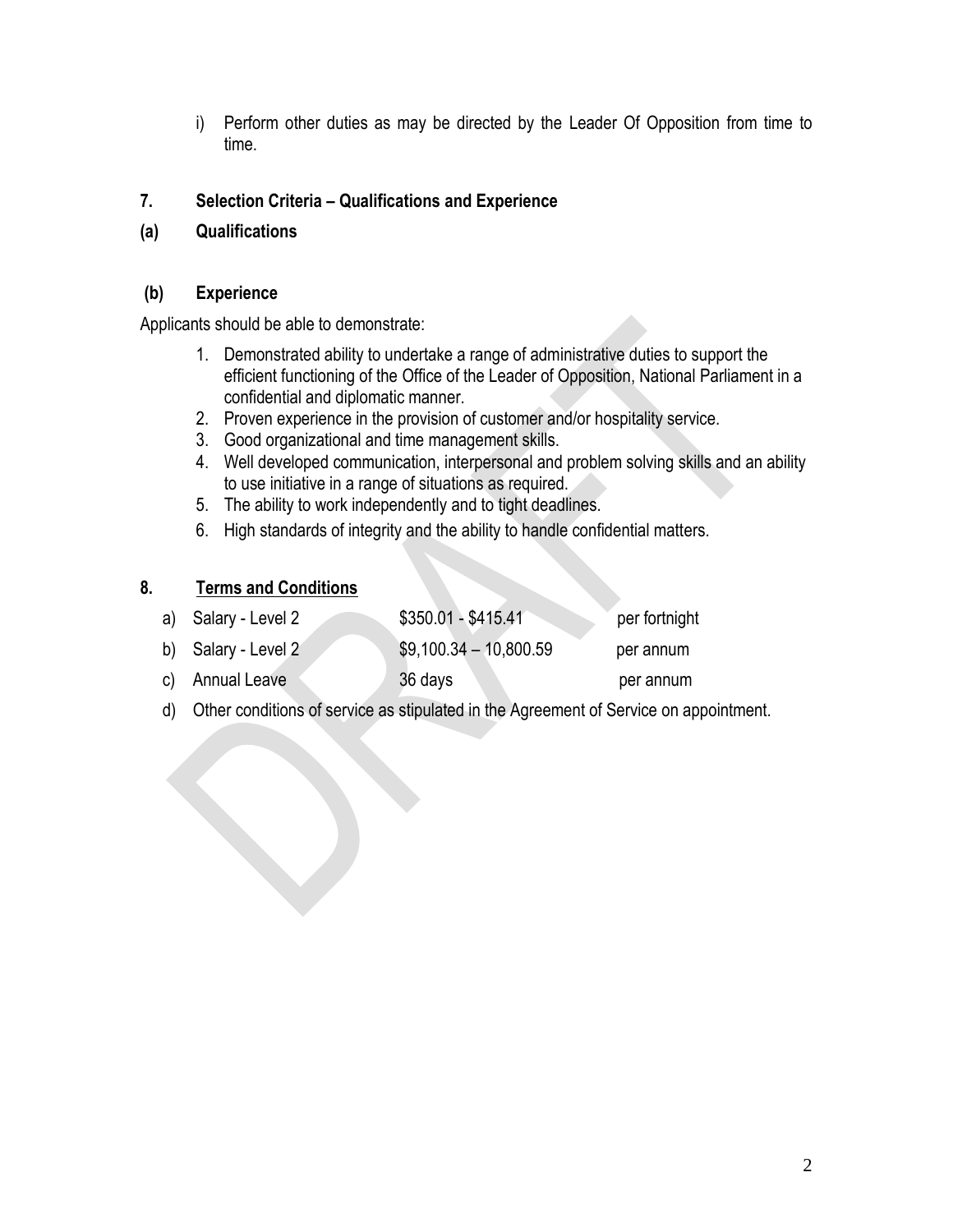i) Perform other duties as may be directed by the Leader Of Opposition from time to time.

## 7. Selection Criteria – Qualifications and Experience

### (a) Qualifications

### (b) Experience

Applicants should be able to demonstrate:

1. Demonstrated ability to undertake a range of administrative duties to support the efficient functioning of the Office of the Leader of Opposition, National Parliament in a confidential and diplomatic manner.
2. Proven experience in the provision of customer and/or hospitality service.
3. Good organizational and time management skills.
4. Well developed communication, interpersonal and problem solving skills and an ability to use initiative in a range of situations as required.
5. The ability to work independently and to tight deadlines.
6. High standards of integrity and the ability to handle confidential matters.

## 8. Terms and Conditions

| | | | |
|---|---|---|---|
| a) | Salary - Level 2 | $350.01 - $415.41 | per fortnight |
| b) | Salary - Level 2 | $9,100.34 – 10,800.59 | per annum |
| c) | Annual Leave | 36 days | per annum |

d) Other conditions of service as stipulated in the Agreement of Service on appointment.